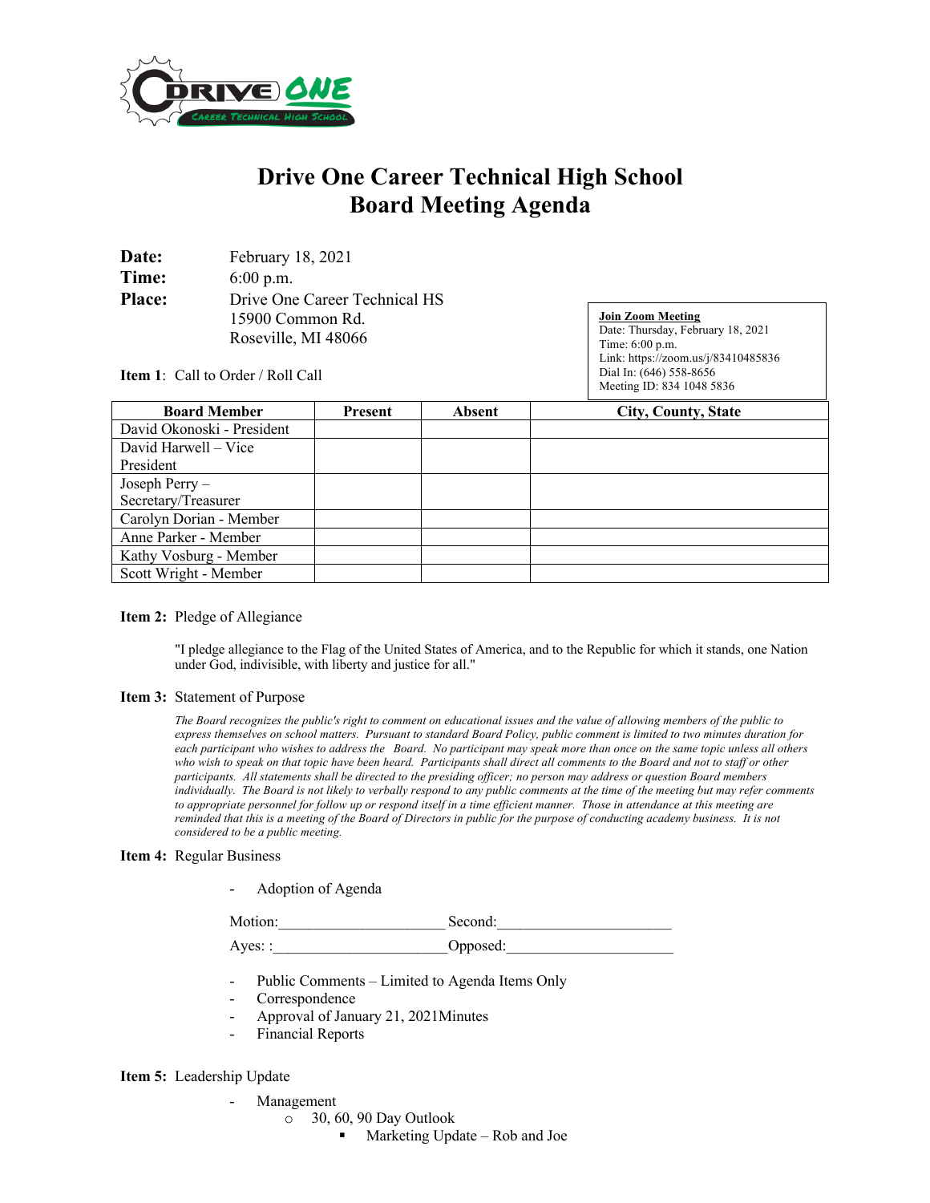# Drive One Career Technical High School
# Board Meeting Agenda

**Date:** February 18, 2021
**Time:** 6:00 p.m.
**Place:** Drive One Career Technical HS
15900 Common Rd.
Roseville, MI 48066

**Join Zoom Meeting**
Date: Thursday, February 18, 2021
Time: 6:00 p.m.
Link: https://zoom.us/j/83410485836
Dial In: (646) 558-8656
Meeting ID: 834 1048 5836

**Item 1**: Call to Order / Roll Call

| Board Member | Present | Absent | City, County, State |
|---|---|---|---|
| David Okonoski - President | | | |
| David Harwell – Vice President | | | |
| Joseph Perry – Secretary/Treasurer | | | |
| Carolyn Dorian - Member | | | |
| Anne Parker - Member | | | |
| Kathy Vosburg - Member | | | |
| Scott Wright - Member | | | |

**Item 2:** Pledge of Allegiance

"I pledge allegiance to the Flag of the United States of America, and to the Republic for which it stands, one Nation under God, indivisible, with liberty and justice for all."

**Item 3:** Statement of Purpose

*The Board recognizes the public's right to comment on educational issues and the value of allowing members of the public to express themselves on school matters. Pursuant to standard Board Policy, public comment is limited to two minutes duration for each participant who wishes to address the Board. No participant may speak more than once on the same topic unless all others who wish to speak on that topic have been heard. Participants shall direct all comments to the Board and not to staff or other participants. All statements shall be directed to the presiding officer; no person may address or question Board members individually. The Board is not likely to verbally respond to any public comments at the time of the meeting but may refer comments to appropriate personnel for follow up or respond itself in a time efficient manner. Those in attendance at this meeting are reminded that this is a meeting of the Board of Directors in public for the purpose of conducting academy business. It is not considered to be a public meeting.*

**Item 4:** Regular Business

- Adoption of Agenda

Motion:_____________________ Second:______________________

Ayes: :______________________Opposed:_____________________

- Public Comments – Limited to Agenda Items Only
- Correspondence
- Approval of January 21, 2021Minutes
- Financial Reports

**Item 5:** Leadership Update

- Management
  - 30, 60, 90 Day Outlook
    - Marketing Update – Rob and Joe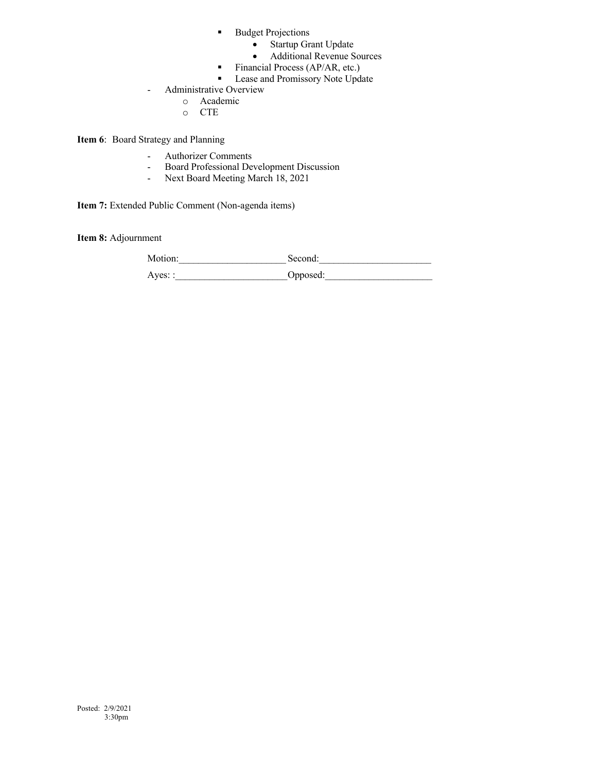- Budget Projections
  - Startup Grant Update
  - Additional Revenue Sources
- Financial Process (AP/AR, etc.)
- Lease and Promissory Note Update

- Administrative Overview
  - Academic
  - CTE

**Item 6**: Board Strategy and Planning

- Authorizer Comments
- Board Professional Development Discussion
- Next Board Meeting March 18, 2021

**Item 7:** Extended Public Comment (Non-agenda items)

**Item 8:** Adjournment

Motion:_____________________ Second:______________________

Ayes: :______________________Opposed:_____________________

Posted: 2/9/2021
3:30pm